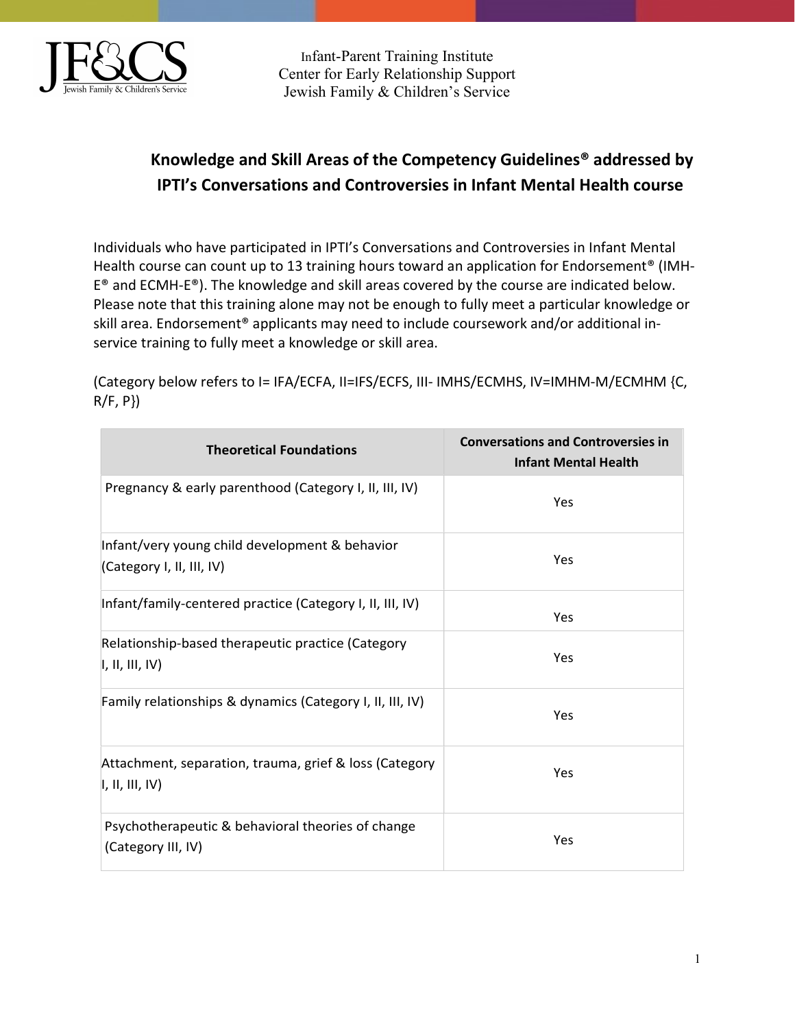Infant-Parent Training Institute
Center for Early Relationship Support
Jewish Family & Children's Service

## Knowledge and Skill Areas of the Competency Guidelines® addressed by IPTI's Conversations and Controversies in Infant Mental Health course

Individuals who have participated in IPTI's Conversations and Controversies in Infant Mental Health course can count up to 13 training hours toward an application for Endorsement® (IMH-E® and ECMH-E®). The knowledge and skill areas covered by the course are indicated below. Please note that this training alone may not be enough to fully meet a particular knowledge or skill area. Endorsement® applicants may need to include coursework and/or additional in-service training to fully meet a knowledge or skill area.

(Category below refers to I= IFA/ECFA, II=IFS/ECFS, III- IMHS/ECMHS, IV=IMHM-M/ECMHM {C, R/F, P})

| Theoretical Foundations | Conversations and Controversies in Infant Mental Health |
|---|---|
| Pregnancy & early parenthood (Category I, II, III, IV) | Yes |
| Infant/very young child development & behavior (Category I, II, III, IV) | Yes |
| Infant/family-centered practice (Category I, II, III, IV) | Yes |
| Relationship-based therapeutic practice (Category I, II, III, IV) | Yes |
| Family relationships & dynamics (Category I, II, III, IV) | Yes |
| Attachment, separation, trauma, grief & loss (Category I, II, III, IV) | Yes |
| Psychotherapeutic & behavioral theories of change (Category III, IV) | Yes |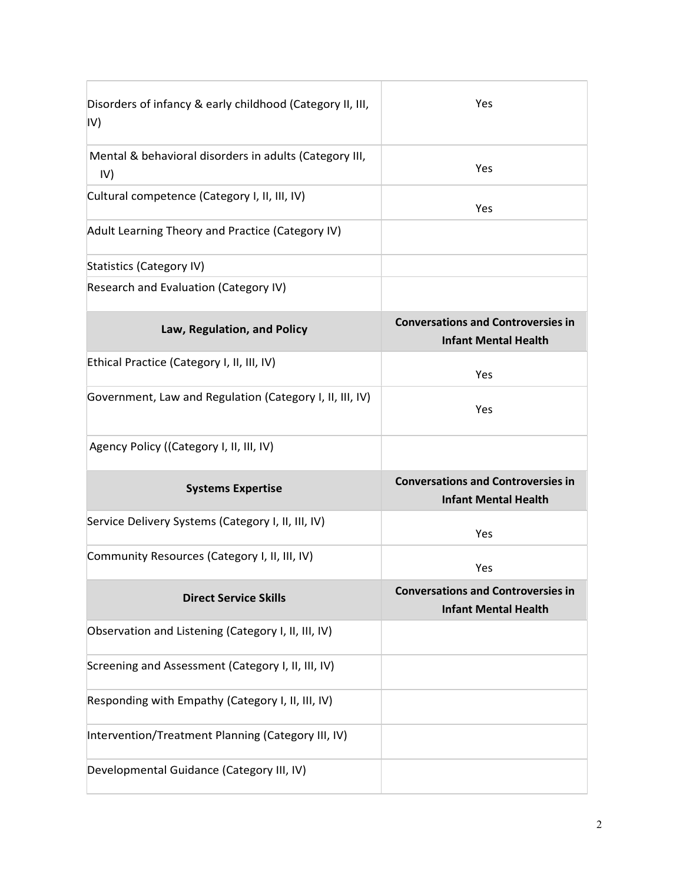| | |
|---|---|
| Disorders of infancy & early childhood (Category II, III, IV) | Yes |
| Mental & behavioral disorders in adults (Category III, IV) | Yes |
| Cultural competence (Category I, II, III, IV) | Yes |
| Adult Learning Theory and Practice (Category IV) | |
| Statistics (Category IV) | |
| Research and Evaluation (Category IV) | |
| **Law, Regulation, and Policy** | **Conversations and Controversies in Infant Mental Health** |
| Ethical Practice (Category I, II, III, IV) | Yes |
| Government, Law and Regulation (Category I, II, III, IV) | Yes |
| Agency Policy ((Category I, II, III, IV) | |
| **Systems Expertise** | **Conversations and Controversies in Infant Mental Health** |
| Service Delivery Systems (Category I, II, III, IV) | Yes |
| Community Resources (Category I, II, III, IV) | Yes |
| **Direct Service Skills** | **Conversations and Controversies in Infant Mental Health** |
| Observation and Listening (Category I, II, III, IV) | |
| Screening and Assessment (Category I, II, III, IV) | |
| Responding with Empathy (Category I, II, III, IV) | |
| Intervention/Treatment Planning (Category III, IV) | |
| Developmental Guidance (Category III, IV) | |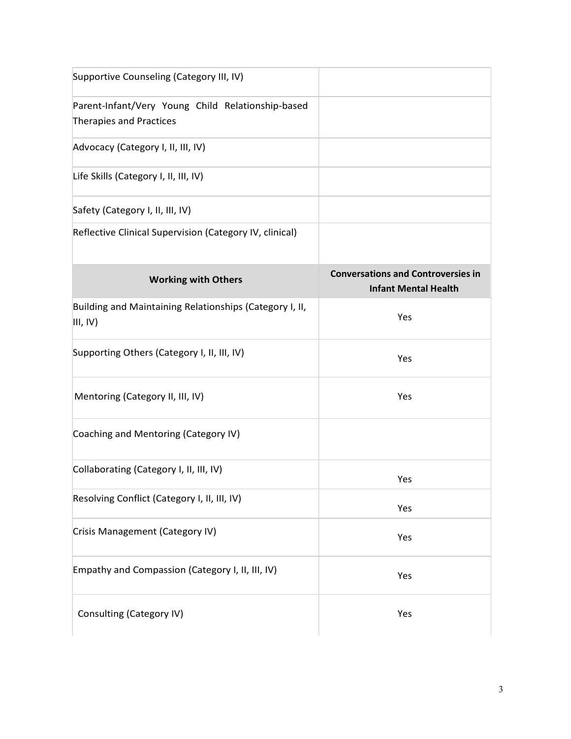| | |
|---|---|
| Supportive Counseling (Category III, IV) | |
| Parent-Infant/Very Young Child Relationship-based Therapies and Practices | |
| Advocacy (Category I, II, III, IV) | |
| Life Skills (Category I, II, III, IV) | |
| Safety (Category I, II, III, IV) | |
| Reflective Clinical Supervision (Category IV, clinical) | |
| **Working with Others** | **Conversations and Controversies in Infant Mental Health** |
| Building and Maintaining Relationships (Category I, II, III, IV) | Yes |
| Supporting Others (Category I, II, III, IV) | Yes |
| Mentoring (Category II, III, IV) | Yes |
| Coaching and Mentoring (Category IV) | |
| Collaborating (Category I, II, III, IV) | Yes |
| Resolving Conflict (Category I, II, III, IV) | Yes |
| Crisis Management (Category IV) | Yes |
| Empathy and Compassion (Category I, II, III, IV) | Yes |
| Consulting (Category IV) | Yes |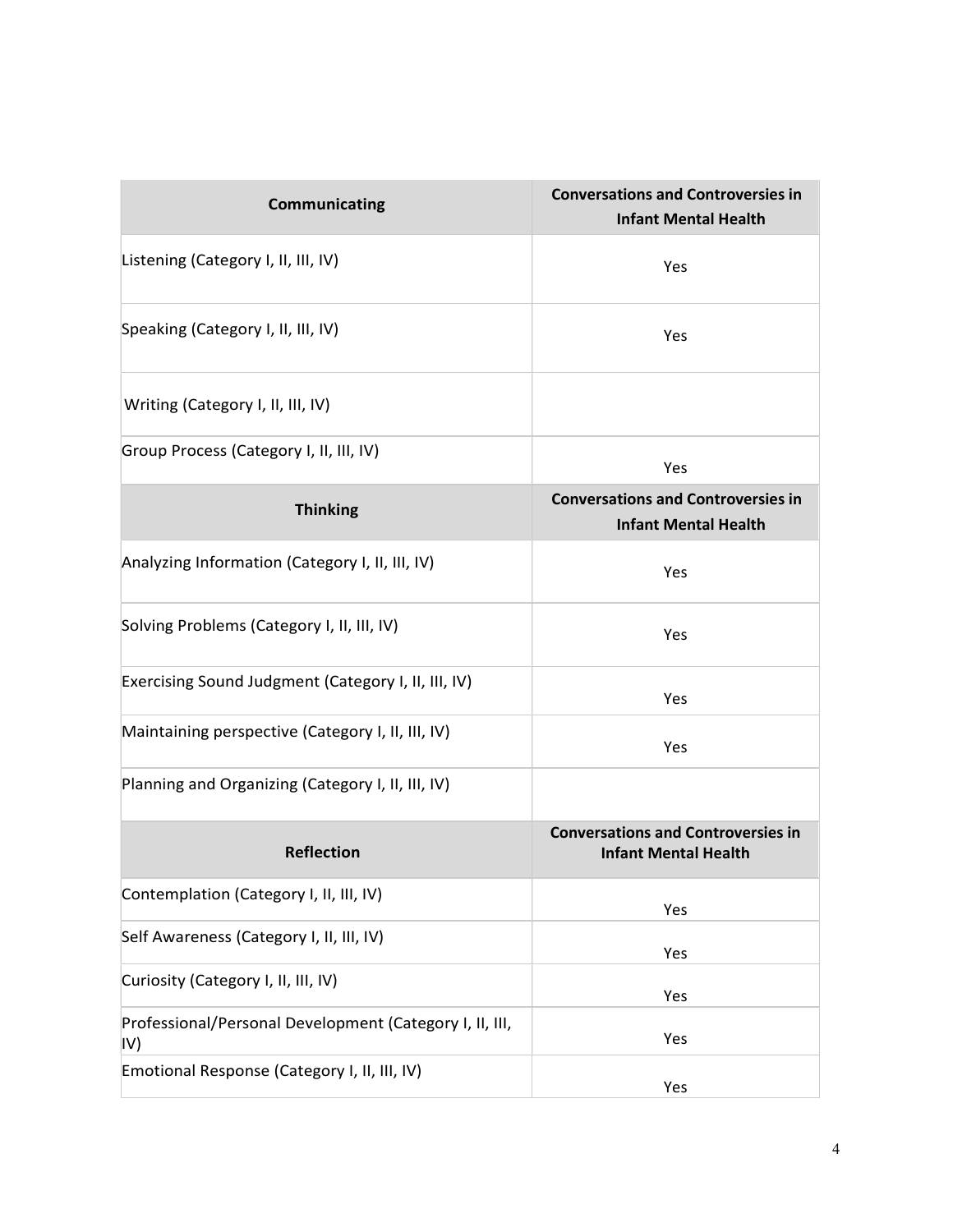| Communicating | Conversations and Controversies in Infant Mental Health |
|---|---|
| Listening (Category I, II, III, IV) | Yes |
| Speaking (Category I, II, III, IV) | Yes |
| Writing (Category I, II, III, IV) | |
| Group Process (Category I, II, III, IV) | Yes |
| **Thinking** | **Conversations and Controversies in Infant Mental Health** |
| Analyzing Information (Category I, II, III, IV) | Yes |
| Solving Problems (Category I, II, III, IV) | Yes |
| Exercising Sound Judgment (Category I, II, III, IV) | Yes |
| Maintaining perspective (Category I, II, III, IV) | Yes |
| Planning and Organizing (Category I, II, III, IV) | |
| **Reflection** | **Conversations and Controversies in Infant Mental Health** |
| Contemplation (Category I, II, III, IV) | Yes |
| Self Awareness (Category I, II, III, IV) | Yes |
| Curiosity (Category I, II, III, IV) | Yes |
| Professional/Personal Development (Category I, II, III, IV) | Yes |
| Emotional Response (Category I, II, III, IV) | Yes |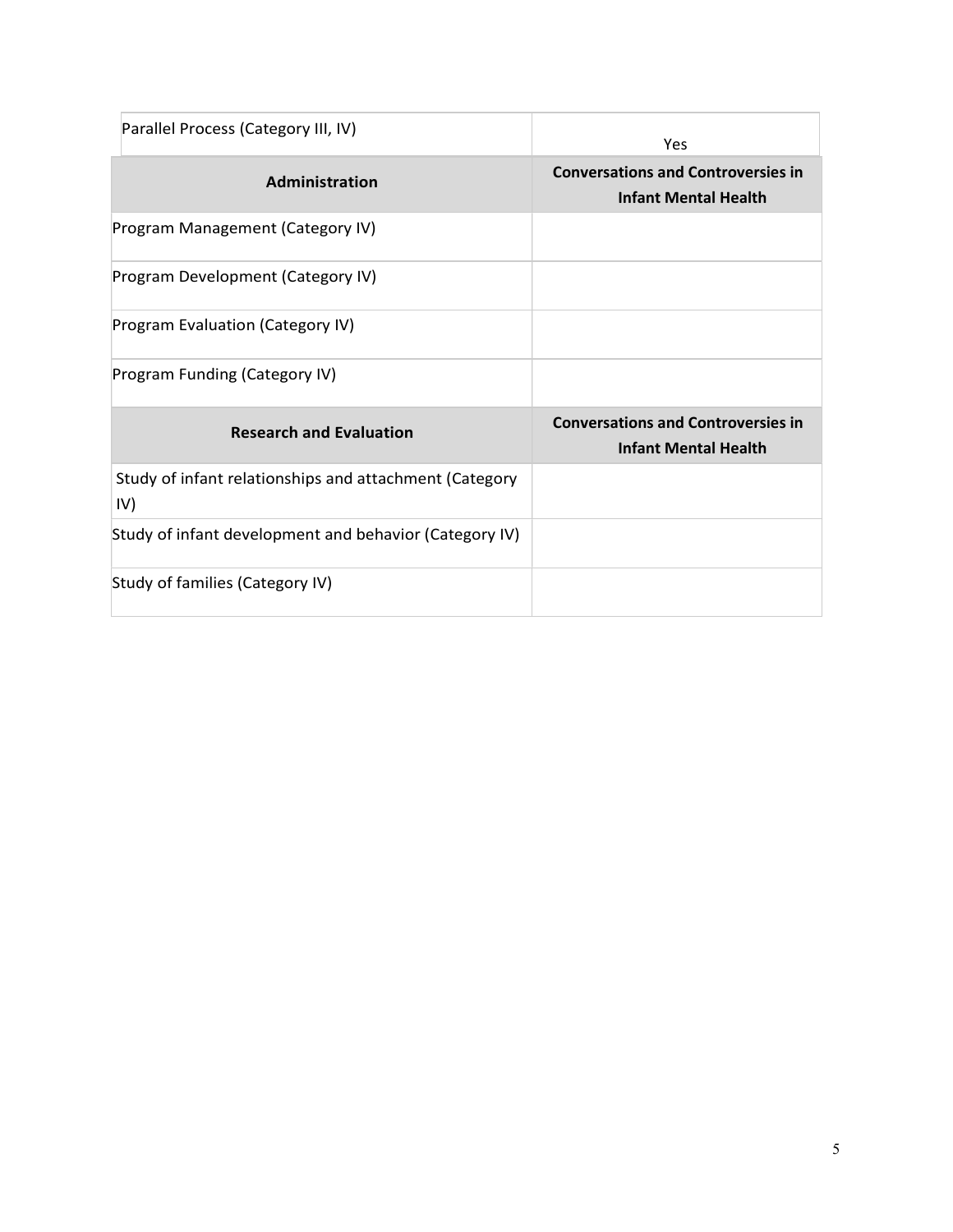| | |
|---|---|
| Parallel Process (Category III, IV) | Yes |
| **Administration** | **Conversations and Controversies in Infant Mental Health** |
| Program Management (Category IV) | |
| Program Development (Category IV) | |
| Program Evaluation (Category IV) | |
| Program Funding (Category IV) | |
| **Research and Evaluation** | **Conversations and Controversies in Infant Mental Health** |
| Study of infant relationships and attachment (Category IV) | |
| Study of infant development and behavior (Category IV) | |
| Study of families (Category IV) | |